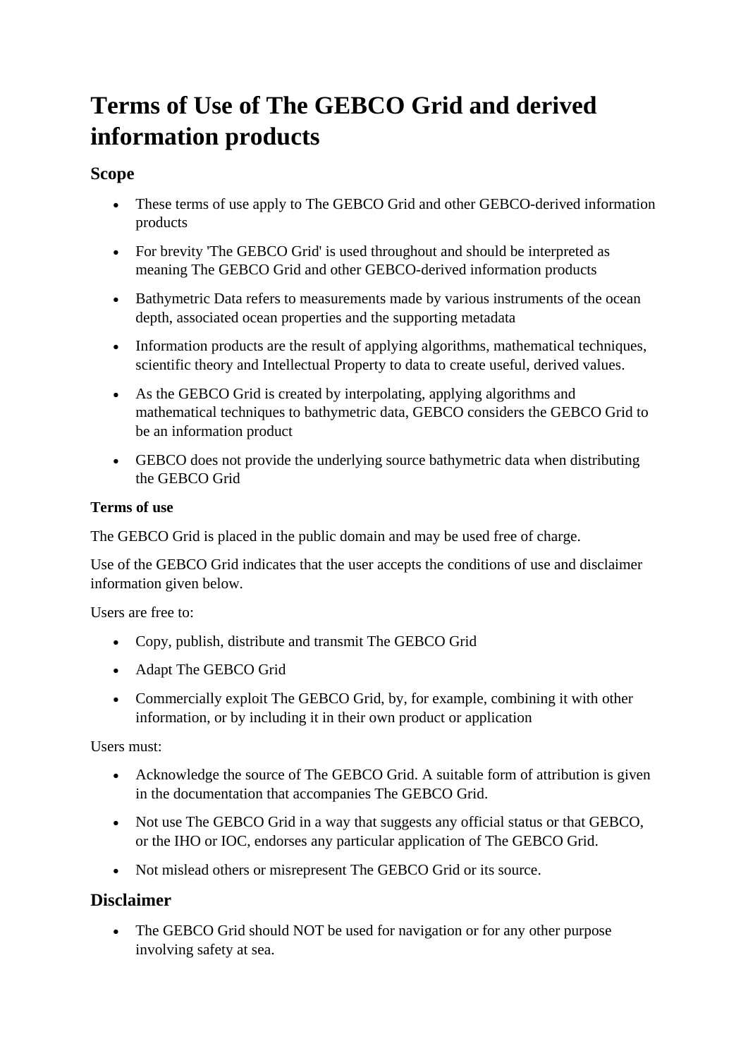# Terms of Use of The GEBCO Grid and derived information products

## Scope

- These terms of use apply to The GEBCO Grid and other GEBCO-derived information products
- For brevity 'The GEBCO Grid' is used throughout and should be interpreted as meaning The GEBCO Grid and other GEBCO-derived information products
- Bathymetric Data refers to measurements made by various instruments of the ocean depth, associated ocean properties and the supporting metadata
- Information products are the result of applying algorithms, mathematical techniques, scientific theory and Intellectual Property to data to create useful, derived values.
- As the GEBCO Grid is created by interpolating, applying algorithms and mathematical techniques to bathymetric data, GEBCO considers the GEBCO Grid to be an information product
- GEBCO does not provide the underlying source bathymetric data when distributing the GEBCO Grid

### Terms of use

The GEBCO Grid is placed in the public domain and may be used free of charge.

Use of the GEBCO Grid indicates that the user accepts the conditions of use and disclaimer information given below.

Users are free to:

- Copy, publish, distribute and transmit The GEBCO Grid
- Adapt The GEBCO Grid
- Commercially exploit The GEBCO Grid, by, for example, combining it with other information, or by including it in their own product or application

Users must:

- Acknowledge the source of The GEBCO Grid. A suitable form of attribution is given in the documentation that accompanies The GEBCO Grid.
- Not use The GEBCO Grid in a way that suggests any official status or that GEBCO, or the IHO or IOC, endorses any particular application of The GEBCO Grid.
- Not mislead others or misrepresent The GEBCO Grid or its source.

## Disclaimer

- The GEBCO Grid should NOT be used for navigation or for any other purpose involving safety at sea.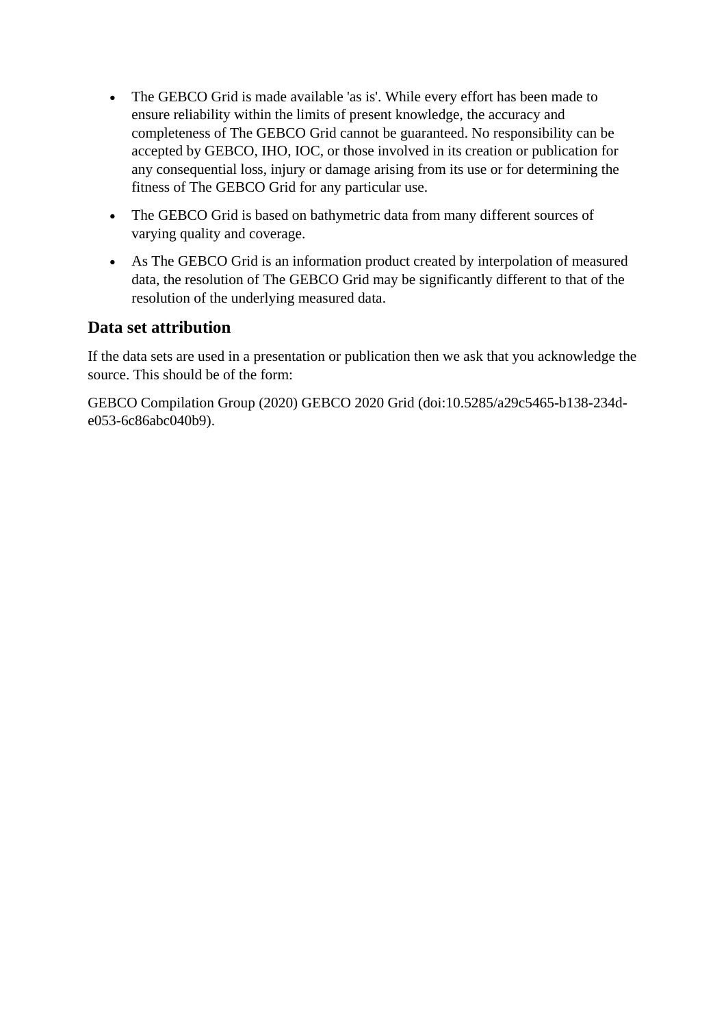- The GEBCO Grid is made available 'as is'. While every effort has been made to ensure reliability within the limits of present knowledge, the accuracy and completeness of The GEBCO Grid cannot be guaranteed. No responsibility can be accepted by GEBCO, IHO, IOC, or those involved in its creation or publication for any consequential loss, injury or damage arising from its use or for determining the fitness of The GEBCO Grid for any particular use.
- The GEBCO Grid is based on bathymetric data from many different sources of varying quality and coverage.
- As The GEBCO Grid is an information product created by interpolation of measured data, the resolution of The GEBCO Grid may be significantly different to that of the resolution of the underlying measured data.

## Data set attribution

If the data sets are used in a presentation or publication then we ask that you acknowledge the source. This should be of the form:

GEBCO Compilation Group (2020) GEBCO 2020 Grid (doi:10.5285/a29c5465-b138-234d-e053-6c86abc040b9).